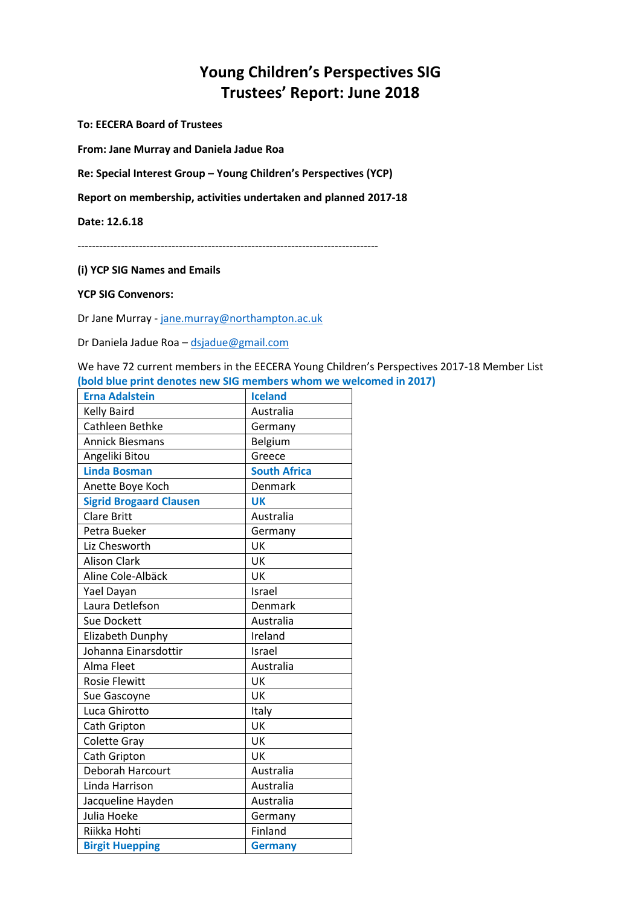# Young Children's Perspectives SIG
# Trustees' Report: June 2018

**To: EECERA Board of Trustees**

**From: Jane Murray and Daniela Jadue Roa**

**Re: Special Interest Group – Young Children's Perspectives (YCP)**

**Report on membership, activities undertaken and planned 2017-18**

**Date: 12.6.18**

-----------------------------------------------------------------------------------

**(i) YCP SIG Names and Emails**

**YCP SIG Convenors:**

Dr Jane Murray - jane.murray@northampton.ac.uk

Dr Daniela Jadue Roa – dsjadue@gmail.com

We have 72 current members in the EECERA Young Children's Perspectives 2017-18 Member List **(bold blue print denotes new SIG members whom we welcomed in 2017)**

| | |
|---|---|
| **Erna Adalstein** | **Iceland** |
| Kelly Baird | Australia |
| Cathleen Bethke | Germany |
| Annick Biesmans | Belgium |
| Angeliki Bitou | Greece |
| **Linda Bosman** | **South Africa** |
| Anette Boye Koch | Denmark |
| **Sigrid Brogaard Clausen** | **UK** |
| Clare Britt | Australia |
| Petra Bueker | Germany |
| Liz Chesworth | UK |
| Alison Clark | UK |
| Aline Cole-Albäck | UK |
| Yael Dayan | Israel |
| Laura Detlefson | Denmark |
| Sue Dockett | Australia |
| Elizabeth Dunphy | Ireland |
| Johanna Einarsdottir | Israel |
| Alma Fleet | Australia |
| Rosie Flewitt | UK |
| Sue Gascoyne | UK |
| Luca Ghirotto | Italy |
| Cath Gripton | UK |
| Colette Gray | UK |
| Cath Gripton | UK |
| Deborah Harcourt | Australia |
| Linda Harrison | Australia |
| Jacqueline Hayden | Australia |
| Julia Hoeke | Germany |
| Riikka Hohti | Finland |
| **Birgit Huepping** | **Germany** |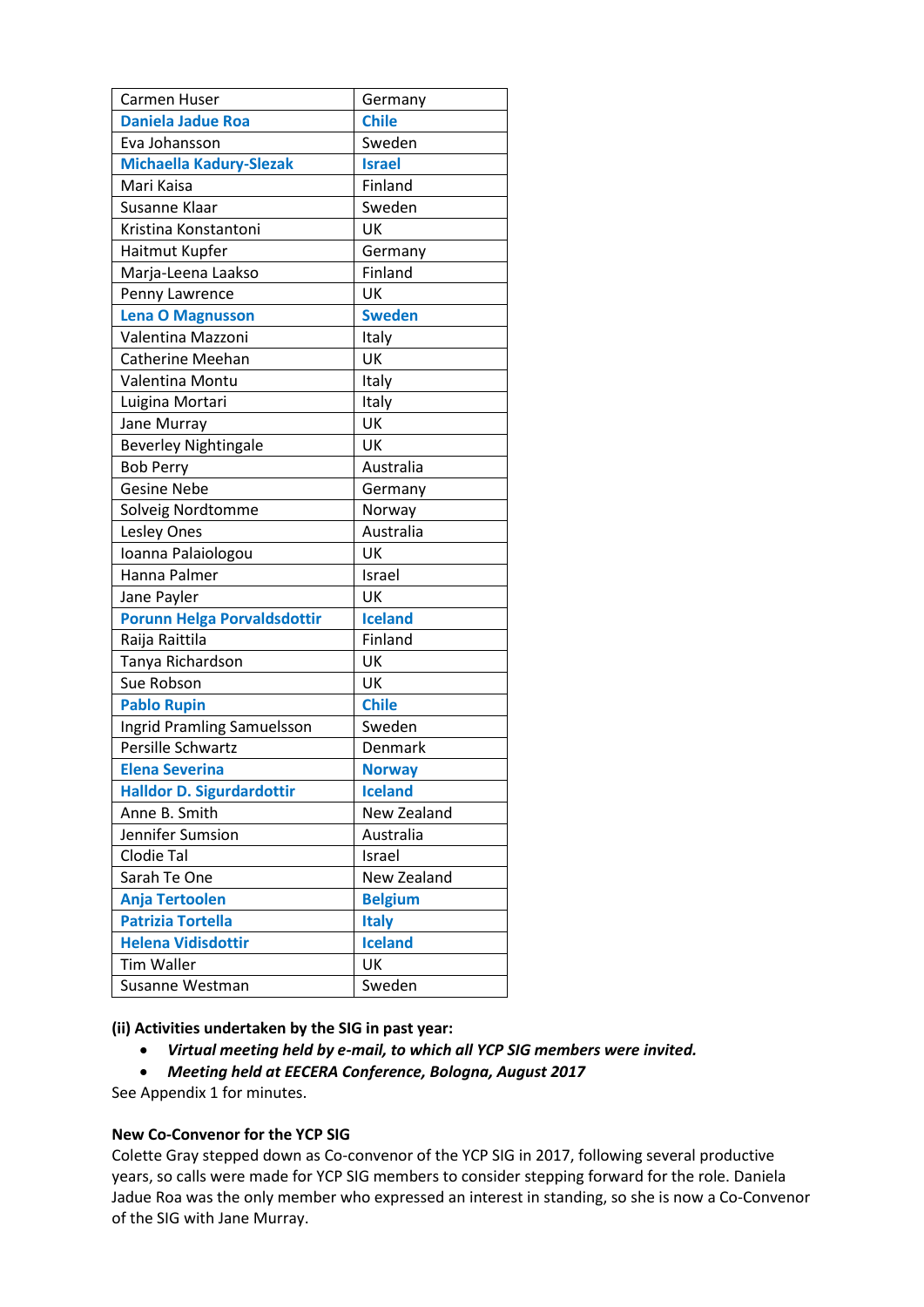| | |
|---|---|
| Carmen Huser | Germany |
| **Daniela Jadue Roa** | **Chile** |
| Eva Johansson | Sweden |
| **Michaella Kadury-Slezak** | **Israel** |
| Mari Kaisa | Finland |
| Susanne Klaar | Sweden |
| Kristina Konstantoni | UK |
| Haitmut Kupfer | Germany |
| Marja-Leena Laakso | Finland |
| Penny Lawrence | UK |
| **Lena O Magnusson** | **Sweden** |
| Valentina Mazzoni | Italy |
| Catherine Meehan | UK |
| Valentina Montu | Italy |
| Luigina Mortari | Italy |
| Jane Murray | UK |
| Beverley Nightingale | UK |
| Bob Perry | Australia |
| Gesine Nebe | Germany |
| Solveig Nordtomme | Norway |
| Lesley Ones | Australia |
| Ioanna Palaiologou | UK |
| Hanna Palmer | Israel |
| Jane Payler | UK |
| **Porunn Helga Porvaldsdottir** | **Iceland** |
| Raija Raittila | Finland |
| Tanya Richardson | UK |
| Sue Robson | UK |
| **Pablo Rupin** | **Chile** |
| Ingrid Pramling Samuelsson | Sweden |
| Persille Schwartz | Denmark |
| **Elena Severina** | **Norway** |
| **Halldor D. Sigurdardottir** | **Iceland** |
| Anne B. Smith | New Zealand |
| Jennifer Sumsion | Australia |
| Clodie Tal | Israel |
| Sarah Te One | New Zealand |
| **Anja Tertoolen** | **Belgium** |
| **Patrizia Tortella** | **Italy** |
| **Helena Vidisdottir** | **Iceland** |
| Tim Waller | UK |
| Susanne Westman | Sweden |

**(ii) Activities undertaken by the SIG in past year:**

- ***Virtual meeting held by e-mail, to which all YCP SIG members were invited.***
- ***Meeting held at EECERA Conference, Bologna, August 2017***

See Appendix 1 for minutes.

**New Co-Convenor for the YCP SIG**

Colette Gray stepped down as Co-convenor of the YCP SIG in 2017, following several productive years, so calls were made for YCP SIG members to consider stepping forward for the role. Daniela Jadue Roa was the only member who expressed an interest in standing, so she is now a Co-Convenor of the SIG with Jane Murray.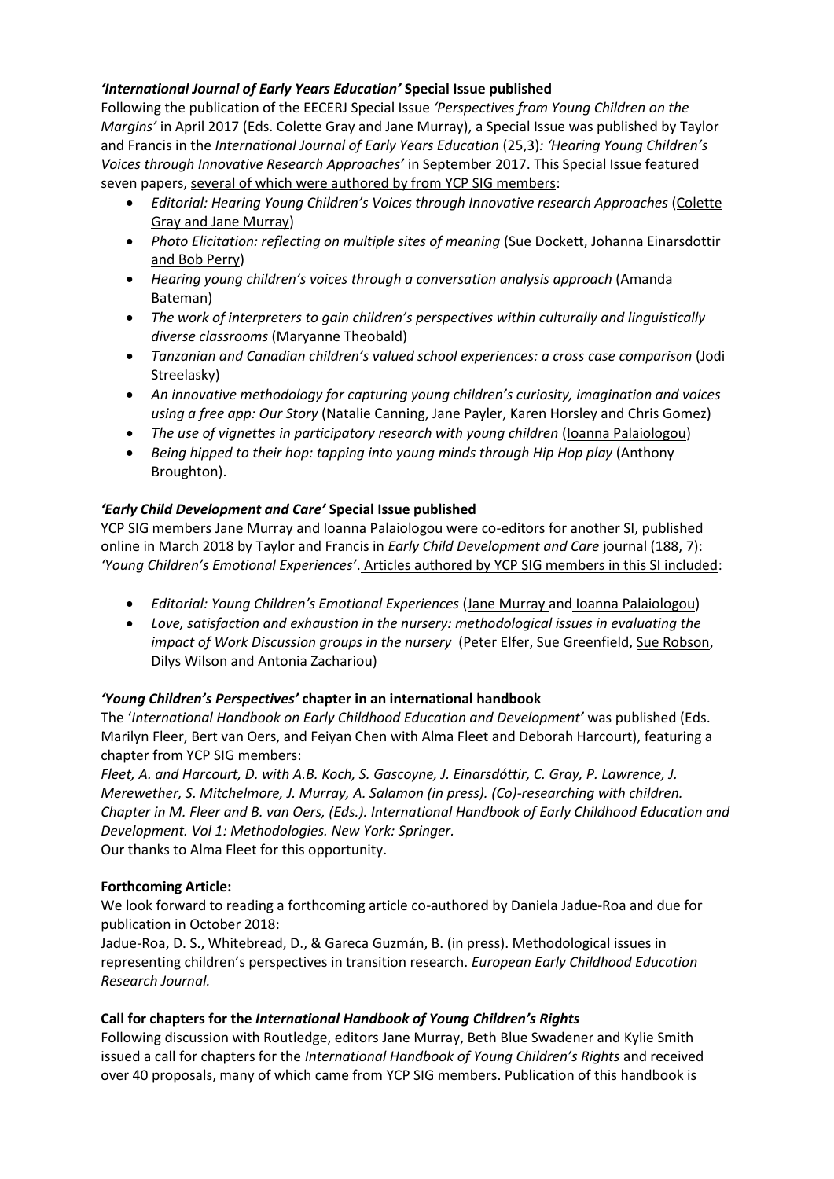### *'International Journal of Early Years Education'* Special Issue published

Following the publication of the EECERJ Special Issue *'Perspectives from Young Children on the Margins'* in April 2017 (Eds. Colette Gray and Jane Murray), a Special Issue was published by Taylor and Francis in the *International Journal of Early Years Education* (25,3)*: 'Hearing Young Children's Voices through Innovative Research Approaches'* in September 2017. This Special Issue featured seven papers, several of which were authored by from YCP SIG members:

- *Editorial: Hearing Young Children's Voices through Innovative research Approaches* (Colette Gray and Jane Murray)
- *Photo Elicitation: reflecting on multiple sites of meaning* (Sue Dockett, Johanna Einarsdottir and Bob Perry)
- *Hearing young children's voices through a conversation analysis approach* (Amanda Bateman)
- *The work of interpreters to gain children's perspectives within culturally and linguistically diverse classrooms* (Maryanne Theobald)
- *Tanzanian and Canadian children's valued school experiences: a cross case comparison* (Jodi Streelasky)
- *An innovative methodology for capturing young children's curiosity, imagination and voices using a free app: Our Story* (Natalie Canning, Jane Payler, Karen Horsley and Chris Gomez)
- *The use of vignettes in participatory research with young children* (Ioanna Palaiologou)
- *Being hipped to their hop: tapping into young minds through Hip Hop play* (Anthony Broughton).

### *'Early Child Development and Care'* Special Issue published

YCP SIG members Jane Murray and Ioanna Palaiologou were co-editors for another SI, published online in March 2018 by Taylor and Francis in *Early Child Development and Care* journal (188, 7): *'Young Children's Emotional Experiences'*. Articles authored by YCP SIG members in this SI included:

- *Editorial: Young Children's Emotional Experiences* (Jane Murray and Ioanna Palaiologou)
- *Love, satisfaction and exhaustion in the nursery: methodological issues in evaluating the impact of Work Discussion groups in the nursery* (Peter Elfer, Sue Greenfield, Sue Robson, Dilys Wilson and Antonia Zachariou)

### *'Young Children's Perspectives'* chapter in an international handbook

The '*International Handbook on Early Childhood Education and Development'* was published (Eds. Marilyn Fleer, Bert van Oers, and Feiyan Chen with Alma Fleet and Deborah Harcourt), featuring a chapter from YCP SIG members:

*Fleet, A. and Harcourt, D. with A.B. Koch, S. Gascoyne, J. Einarsdóttir, C. Gray, P. Lawrence, J. Merewether, S. Mitchelmore, J. Murray, A. Salamon (in press). (Co)-researching with children. Chapter in M. Fleer and B. van Oers, (Eds.). International Handbook of Early Childhood Education and Development. Vol 1: Methodologies. New York: Springer.*

Our thanks to Alma Fleet for this opportunity.

### Forthcoming Article:

We look forward to reading a forthcoming article co-authored by Daniela Jadue-Roa and due for publication in October 2018:

Jadue-Roa, D. S., Whitebread, D., & Gareca Guzmán, B. (in press). Methodological issues in representing children's perspectives in transition research. *European Early Childhood Education Research Journal.*

### Call for chapters for the *International Handbook of Young Children's Rights*

Following discussion with Routledge, editors Jane Murray, Beth Blue Swadener and Kylie Smith issued a call for chapters for the *International Handbook of Young Children's Rights* and received over 40 proposals, many of which came from YCP SIG members. Publication of this handbook is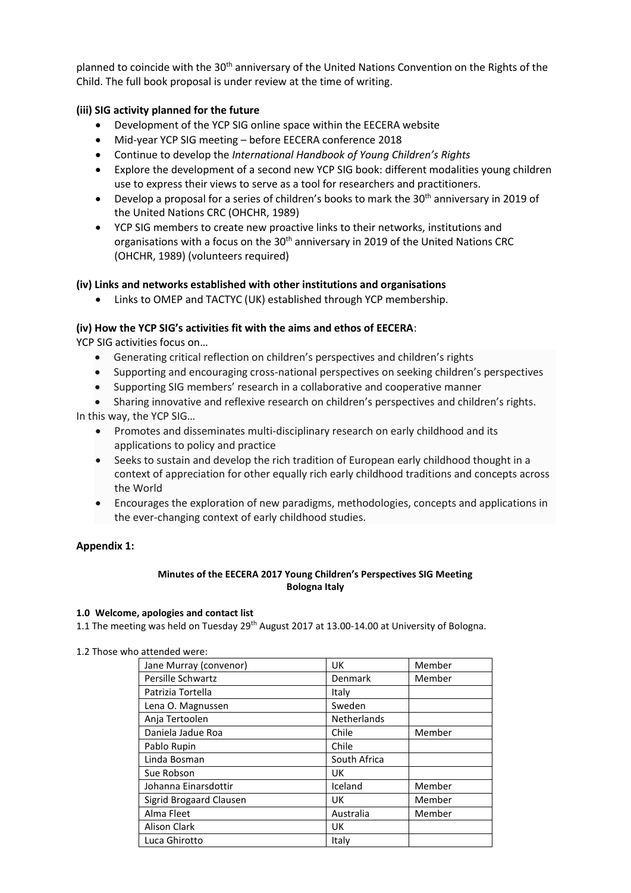planned to coincide with the 30th anniversary of the United Nations Convention on the Rights of the Child. The full book proposal is under review at the time of writing.

**(iii) SIG activity planned for the future**

- Development of the YCP SIG online space within the EECERA website
- Mid-year YCP SIG meeting – before EECERA conference 2018
- Continue to develop the *International Handbook of Young Children's Rights*
- Explore the development of a second new YCP SIG book: different modalities young children use to express their views to serve as a tool for researchers and practitioners.
- Develop a proposal for a series of children's books to mark the 30th anniversary in 2019 of the United Nations CRC (OHCHR, 1989)
- YCP SIG members to create new proactive links to their networks, institutions and organisations with a focus on the 30th anniversary in 2019 of the United Nations CRC (OHCHR, 1989) (volunteers required)

**(iv) Links and networks established with other institutions and organisations**

- Links to OMEP and TACTYC (UK) established through YCP membership.

**(iv) How the YCP SIG's activities fit with the aims and ethos of EECERA**:

YCP SIG activities focus on…

- Generating critical reflection on children's perspectives and children's rights
- Supporting and encouraging cross-national perspectives on seeking children's perspectives
- Supporting SIG members' research in a collaborative and cooperative manner
- Sharing innovative and reflexive research on children's perspectives and children's rights.

In this way, the YCP SIG…

- Promotes and disseminates multi-disciplinary research on early childhood and its applications to policy and practice
- Seeks to sustain and develop the rich tradition of European early childhood thought in a context of appreciation for other equally rich early childhood traditions and concepts across the World
- Encourages the exploration of new paradigms, methodologies, concepts and applications in the ever-changing context of early childhood studies.

**Appendix 1:**

**Minutes of the EECERA 2017 Young Children's Perspectives SIG Meeting**
**Bologna Italy**

**1.0 Welcome, apologies and contact list**

1.1 The meeting was held on Tuesday 29th August 2017 at 13.00-14.00 at University of Bologna.

1.2 Those who attended were:

| | | |
|---|---|---|
| Jane Murray (convenor) | UK | Member |
| Persille Schwartz | Denmark | Member |
| Patrizia Tortella | Italy | |
| Lena O. Magnussen | Sweden | |
| Anja Tertoolen | Netherlands | |
| Daniela Jadue Roa | Chile | Member |
| Pablo Rupin | Chile | |
| Linda Bosman | South Africa | |
| Sue Robson | UK | |
| Johanna Einarsdottir | Iceland | Member |
| Sigrid Brogaard Clausen | UK | Member |
| Alma Fleet | Australia | Member |
| Alison Clark | UK | |
| Luca Ghirotto | Italy | |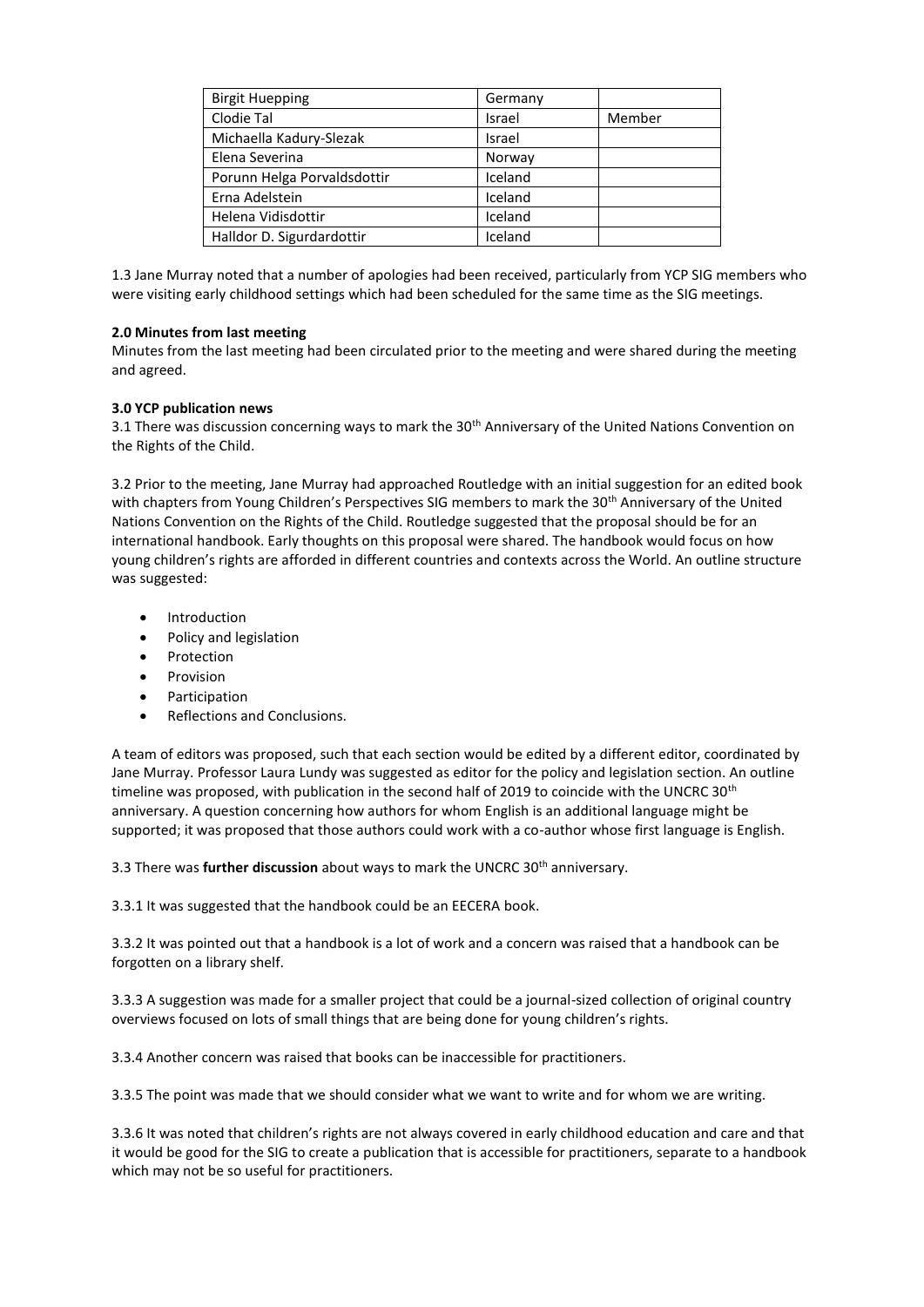| | | |
|---|---|---|
| Birgit Huepping | Germany | |
| Clodie Tal | Israel | Member |
| Michaella Kadury-Slezak | Israel | |
| Elena Severina | Norway | |
| Porunn Helga Porvaldsdottir | Iceland | |
| Erna Adelstein | Iceland | |
| Helena Vidisdottir | Iceland | |
| Halldor D. Sigurdardottir | Iceland | |

1.3 Jane Murray noted that a number of apologies had been received, particularly from YCP SIG members who were visiting early childhood settings which had been scheduled for the same time as the SIG meetings.

**2.0 Minutes from last meeting**

Minutes from the last meeting had been circulated prior to the meeting and were shared during the meeting and agreed.

**3.0 YCP publication news**

3.1 There was discussion concerning ways to mark the 30th Anniversary of the United Nations Convention on the Rights of the Child.

3.2 Prior to the meeting, Jane Murray had approached Routledge with an initial suggestion for an edited book with chapters from Young Children's Perspectives SIG members to mark the 30th Anniversary of the United Nations Convention on the Rights of the Child. Routledge suggested that the proposal should be for an international handbook. Early thoughts on this proposal were shared. The handbook would focus on how young children's rights are afforded in different countries and contexts across the World. An outline structure was suggested:

- Introduction
- Policy and legislation
- Protection
- Provision
- Participation
- Reflections and Conclusions.

A team of editors was proposed, such that each section would be edited by a different editor, coordinated by Jane Murray. Professor Laura Lundy was suggested as editor for the policy and legislation section. An outline timeline was proposed, with publication in the second half of 2019 to coincide with the UNCRC 30th anniversary. A question concerning how authors for whom English is an additional language might be supported; it was proposed that those authors could work with a co-author whose first language is English.

3.3 There was **further discussion** about ways to mark the UNCRC 30th anniversary.

3.3.1 It was suggested that the handbook could be an EECERA book.

3.3.2 It was pointed out that a handbook is a lot of work and a concern was raised that a handbook can be forgotten on a library shelf.

3.3.3 A suggestion was made for a smaller project that could be a journal-sized collection of original country overviews focused on lots of small things that are being done for young children's rights.

3.3.4 Another concern was raised that books can be inaccessible for practitioners.

3.3.5 The point was made that we should consider what we want to write and for whom we are writing.

3.3.6 It was noted that children's rights are not always covered in early childhood education and care and that it would be good for the SIG to create a publication that is accessible for practitioners, separate to a handbook which may not be so useful for practitioners.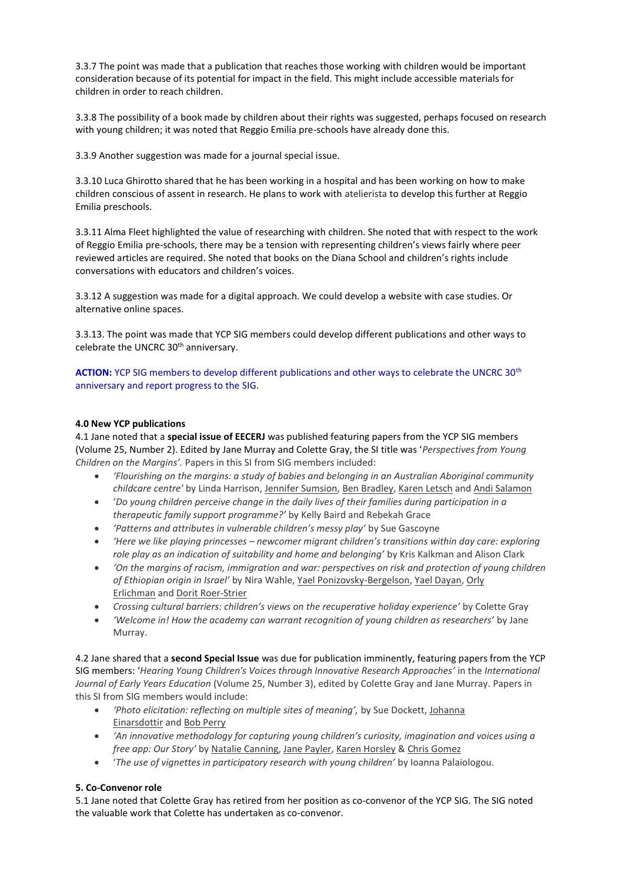3.3.7 The point was made that a publication that reaches those working with children would be important consideration because of its potential for impact in the field. This might include accessible materials for children in order to reach children.

3.3.8 The possibility of a book made by children about their rights was suggested, perhaps focused on research with young children; it was noted that Reggio Emilia pre-schools have already done this.

3.3.9 Another suggestion was made for a journal special issue.

3.3.10 Luca Ghirotto shared that he has been working in a hospital and has been working on how to make children conscious of assent in research. He plans to work with atelierista to develop this further at Reggio Emilia preschools.

3.3.11 Alma Fleet highlighted the value of researching with children. She noted that with respect to the work of Reggio Emilia pre-schools, there may be a tension with representing children's views fairly where peer reviewed articles are required. She noted that books on the Diana School and children's rights include conversations with educators and children's voices.

3.3.12 A suggestion was made for a digital approach. We could develop a website with case studies. Or alternative online spaces.

3.3.13. The point was made that YCP SIG members could develop different publications and other ways to celebrate the UNCRC 30th anniversary.

**ACTION:** YCP SIG members to develop different publications and other ways to celebrate the UNCRC 30th anniversary and report progress to the SIG.

**4.0 New YCP publications**

4.1 Jane noted that a **special issue of EECERJ** was published featuring papers from the YCP SIG members (Volume 25, Number 2). Edited by Jane Murray and Colette Gray, the SI title was '*Perspectives from Young Children on the Margins'.* Papers in this SI from SIG members included:

- *'Flourishing on the margins: a study of babies and belonging in an Australian Aboriginal community childcare centre'* by Linda Harrison, Jennifer Sumsion, Ben Bradley, Karen Letsch and Andi Salamon
- '*Do young children perceive change in the daily lives of their families during participation in a therapeutic family support programme?'* by Kelly Baird and Rebekah Grace
- *'Patterns and attributes in vulnerable children's messy play'* by Sue Gascoyne
- *'Here we like playing princesses – newcomer migrant children's transitions within day care: exploring role play as an indication of suitability and home and belonging'* by Kris Kalkman and Alison Clark
- *'On the margins of racism, immigration and war: perspectives on risk and protection of young children of Ethiopian origin in Israel'* by Nira Wahle, Yael Ponizovsky-Bergelson, Yael Dayan, Orly Erlichman and Dorit Roer-Strier
- *Crossing cultural barriers: children's views on the recuperative holiday experience'* by Colette Gray
- *'Welcome in! How the academy can warrant recognition of young children as researchers'* by Jane Murray.

4.2 Jane shared that a **second Special Issue** was due for publication imminently, featuring papers from the YCP SIG members: '*Hearing Young Children's Voices through Innovative Research Approaches'* in the *International Journal of Early Years Education* (Volume 25, Number 3), edited by Colette Gray and Jane Murray. Papers in this SI from SIG members would include:

- *'Photo elicitation: reflecting on multiple sites of meaning',* by Sue Dockett, Johanna Einarsdottir and Bob Perry
- *'An innovative methodology for capturing young children's curiosity, imagination and voices using a free app: Our Story'* by Natalie Canning, Jane Payler, Karen Horsley & Chris Gomez
- '*The use of vignettes in participatory research with young children'* by Ioanna Palaiologou.

**5. Co-Convenor role**

5.1 Jane noted that Colette Gray has retired from her position as co-convenor of the YCP SIG. The SIG noted the valuable work that Colette has undertaken as co-convenor.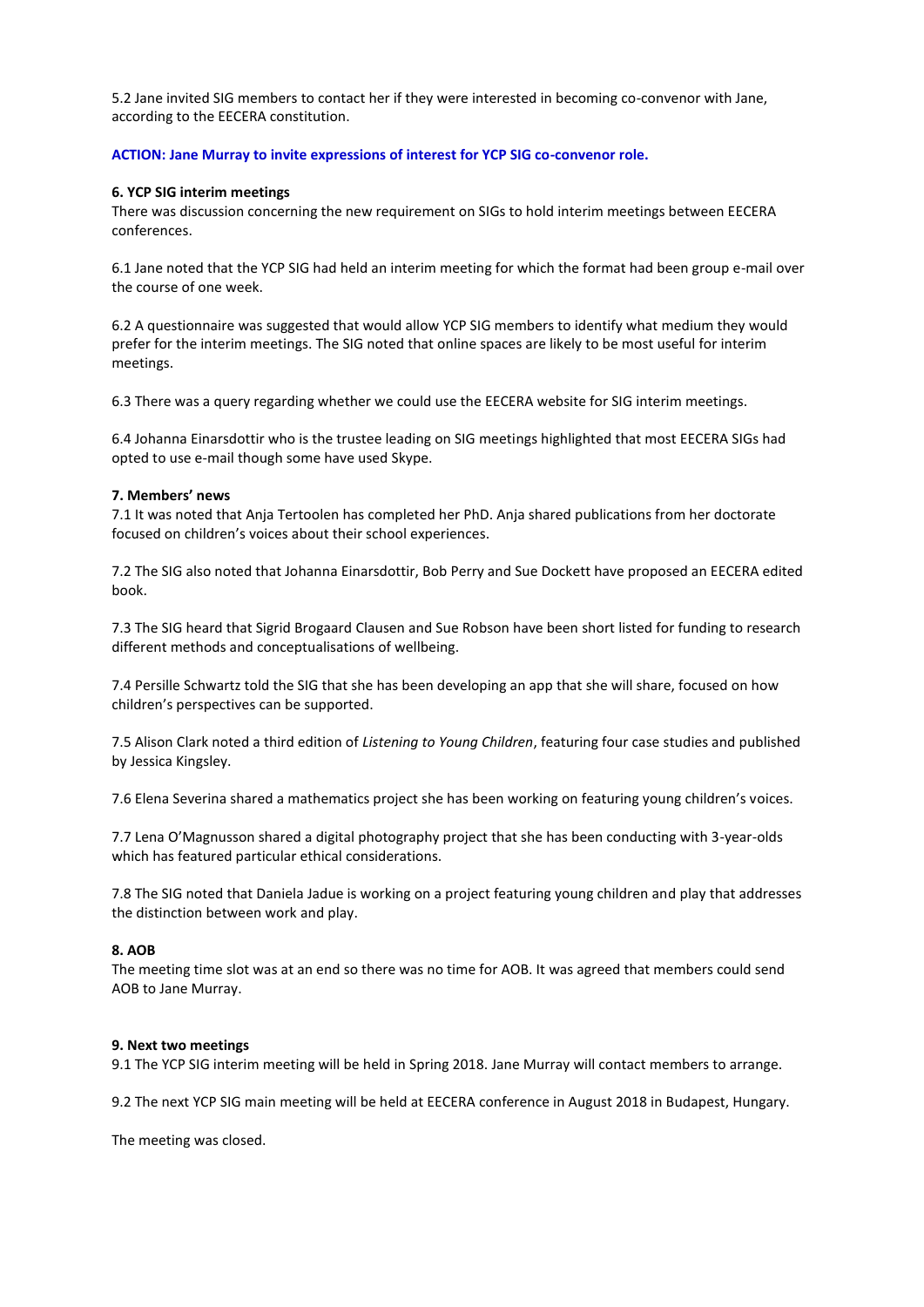5.2 Jane invited SIG members to contact her if they were interested in becoming co-convenor with Jane, according to the EECERA constitution.

**ACTION: Jane Murray to invite expressions of interest for YCP SIG co-convenor role.**

**6. YCP SIG interim meetings**

There was discussion concerning the new requirement on SIGs to hold interim meetings between EECERA conferences.

6.1 Jane noted that the YCP SIG had held an interim meeting for which the format had been group e-mail over the course of one week.

6.2 A questionnaire was suggested that would allow YCP SIG members to identify what medium they would prefer for the interim meetings. The SIG noted that online spaces are likely to be most useful for interim meetings.

6.3 There was a query regarding whether we could use the EECERA website for SIG interim meetings.

6.4 Johanna Einarsdottir who is the trustee leading on SIG meetings highlighted that most EECERA SIGs had opted to use e-mail though some have used Skype.

**7. Members' news**

7.1 It was noted that Anja Tertoolen has completed her PhD. Anja shared publications from her doctorate focused on children's voices about their school experiences.

7.2 The SIG also noted that Johanna Einarsdottir, Bob Perry and Sue Dockett have proposed an EECERA edited book.

7.3 The SIG heard that Sigrid Brogaard Clausen and Sue Robson have been short listed for funding to research different methods and conceptualisations of wellbeing.

7.4 Persille Schwartz told the SIG that she has been developing an app that she will share, focused on how children's perspectives can be supported.

7.5 Alison Clark noted a third edition of *Listening to Young Children*, featuring four case studies and published by Jessica Kingsley.

7.6 Elena Severina shared a mathematics project she has been working on featuring young children's voices.

7.7 Lena O'Magnusson shared a digital photography project that she has been conducting with 3-year-olds which has featured particular ethical considerations.

7.8 The SIG noted that Daniela Jadue is working on a project featuring young children and play that addresses the distinction between work and play.

**8. AOB**

The meeting time slot was at an end so there was no time for AOB. It was agreed that members could send AOB to Jane Murray.

**9. Next two meetings**

9.1 The YCP SIG interim meeting will be held in Spring 2018. Jane Murray will contact members to arrange.

9.2 The next YCP SIG main meeting will be held at EECERA conference in August 2018 in Budapest, Hungary.

The meeting was closed.